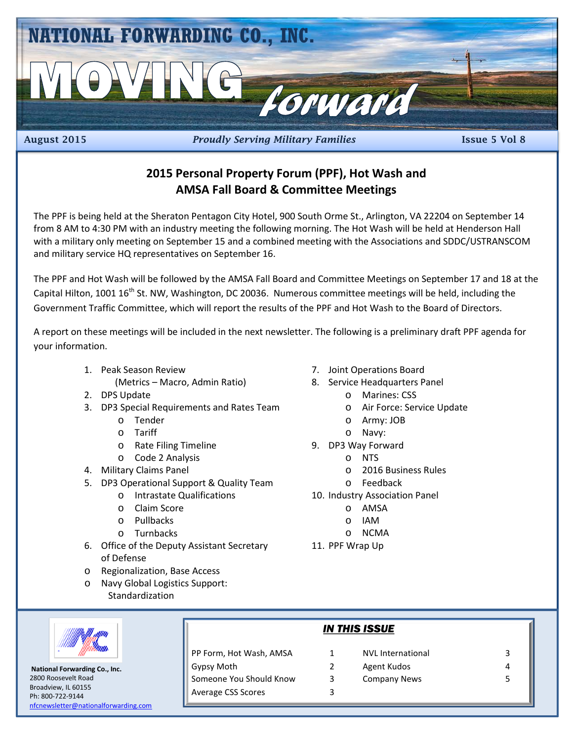# NATIONAL FORWARDING CO., INC.

# MOVING forward

August 2015 | *Proudly Serving Military Families* | Issue 5 Vol 8

## 2015 Personal Property Forum (PPF), Hot Wash and AMSA Fall Board & Committee Meetings

The PPF is being held at the Sheraton Pentagon City Hotel, 900 South Orme St., Arlington, VA 22204 on September 14 from 8 AM to 4:30 PM with an industry meeting the following morning. The Hot Wash will be held at Henderson Hall with a military only meeting on September 15 and a combined meeting with the Associations and SDDC/USTRANSCOM and military service HQ representatives on September 16.

The PPF and Hot Wash will be followed by the AMSA Fall Board and Committee Meetings on September 17 and 18 at the Capital Hilton, 1001 16th St. NW, Washington, DC 20036. Numerous committee meetings will be held, including the Government Traffic Committee, which will report the results of the PPF and Hot Wash to the Board of Directors.

A report on these meetings will be included in the next newsletter. The following is a preliminary draft PPF agenda for your information.

1. Peak Season Review
   (Metrics – Macro, Admin Ratio)
2. DPS Update
3. DP3 Special Requirements and Rates Team
   - Tender
   - Tariff
   - Rate Filing Timeline
   - Code 2 Analysis
4. Military Claims Panel
5. DP3 Operational Support & Quality Team
   - Intrastate Qualifications
   - Claim Score
   - Pullbacks
   - Turnbacks
6. Office of the Deputy Assistant Secretary of Defense
   - Regionalization, Base Access
   - Navy Global Logistics Support: Standardization
7. Joint Operations Board
8. Service Headquarters Panel
   - Marines: CSS
   - Air Force: Service Update
   - Army: JOB
   - Navy:
9. DP3 Way Forward
   - NTS
   - 2016 Business Rules
   - Feedback
10. Industry Association Panel
    - AMSA
    - IAM
    - NCMA
11. PPF Wrap Up

**National Forwarding Co., Inc.**
2800 Roosevelt Road
Broadview, IL 60155
Ph: 800-722-9144
nfcnewsletter@nationalforwarding.com

***IN THIS ISSUE***

| | | | |
|---|---|---|---|
| PP Form, Hot Wash, AMSA | 1 | NVL International | 3 |
| Gypsy Moth | 2 | Agent Kudos | 4 |
| Someone You Should Know | 3 | Company News | 5 |
| Average CSS Scores | 3 | | |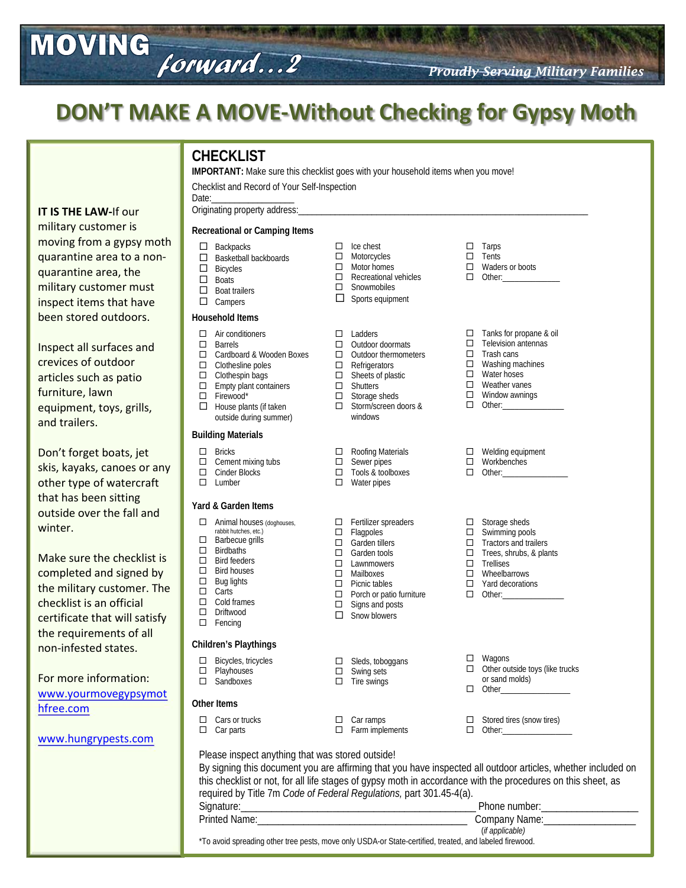MOVING forward...2

*Proudly Serving Military Families*

# DON'T MAKE A MOVE-Without Checking for Gypsy Moth

**IT IS THE LAW-**If our military customer is moving from a gypsy moth quarantine area to a non-quarantine area, the military customer must inspect items that have been stored outdoors.

Inspect all surfaces and crevices of outdoor articles such as patio furniture, lawn equipment, toys, grills, and trailers.

Don't forget boats, jet skis, kayaks, canoes or any other type of watercraft that has been sitting outside over the fall and winter.

Make sure the checklist is completed and signed by the military customer. The checklist is an official certificate that will satisfy the requirements of all non-infested states.

For more information:
www.yourmovegypsymothfree.com

www.hungrypests.com

## CHECKLIST

**IMPORTANT:** Make sure this checklist goes with your household items when you move!

Checklist and Record of Your Self-Inspection

Date:_________________

Originating property address:_____________________________________________________________

### Recreational or Camping Items

- ☐ Backpacks
- ☐ Basketball backboards
- ☐ Bicycles
- ☐ Boats
- ☐ Boat trailers
- ☐ Campers
- ☐ Ice chest
- ☐ Motorcycles
- ☐ Motor homes
- ☐ Recreational vehicles
- ☐ Snowmobiles
- ☐ Sports equipment
- ☐ Tarps
- ☐ Tents
- ☐ Waders or boots
- ☐ Other:_____________

### Household Items

- ☐ Air conditioners
- ☐ Barrels
- ☐ Cardboard & Wooden Boxes
- ☐ Clothesline poles
- ☐ Clothespin bags
- ☐ Empty plant containers
- ☐ Firewood*
- ☐ House plants (if taken outside during summer)
- ☐ Ladders
- ☐ Outdoor doormats
- ☐ Outdoor thermometers
- ☐ Refrigerators
- ☐ Sheets of plastic
- ☐ Shutters
- ☐ Storage sheds
- ☐ Storm/screen doors & windows
- ☐ Tanks for propane & oil
- ☐ Television antennas
- ☐ Trash cans
- ☐ Washing machines
- ☐ Water hoses
- ☐ Weather vanes
- ☐ Window awnings
- ☐ Other:______________

### Building Materials

- ☐ Bricks
- ☐ Cement mixing tubs
- ☐ Cinder Blocks
- ☐ Lumber
- ☐ Roofing Materials
- ☐ Sewer pipes
- ☐ Tools & toolboxes
- ☐ Water pipes
- ☐ Welding equipment
- ☐ Workbenches
- ☐ Other:______________

### Yard & Garden Items

- ☐ Animal houses (doghouses, rabbit hutches, etc.)
- ☐ Barbecue grills
- ☐ Birdbaths
- ☐ Bird feeders
- ☐ Bird houses
- ☐ Bug lights
- ☐ Carts
- ☐ Cold frames
- ☐ Driftwood
- ☐ Fencing
- ☐ Fertilizer spreaders
- ☐ Flagpoles
- ☐ Garden tillers
- ☐ Garden tools
- ☐ Lawnmowers
- ☐ Mailboxes
- ☐ Picnic tables
- ☐ Porch or patio furniture
- ☐ Signs and posts
- ☐ Snow blowers
- ☐ Storage sheds
- ☐ Swimming pools
- ☐ Tractors and trailers
- ☐ Trees, shrubs, & plants
- ☐ Trellises
- ☐ Wheelbarrows
- ☐ Yard decorations
- ☐ Other:______________

### Children's Playthings

- ☐ Bicycles, tricycles
- ☐ Playhouses
- ☐ Sandboxes
- ☐ Sleds, toboggans
- ☐ Swing sets
- ☐ Tire swings
- ☐ Wagons
- ☐ Other outside toys (like trucks or sand molds)
- ☐ Other________________

### Other Items

- ☐ Cars or trucks
- ☐ Car parts
- ☐ Car ramps
- ☐ Farm implements
- ☐ Stored tires (snow tires)
- ☐ Other:_______________

Please inspect anything that was stored outside!

By signing this document you are affirming that you have inspected all outdoor articles, whether included on this checklist or not, for all life stages of gypsy moth in accordance with the procedures on this sheet, as required by Title 7m *Code of Federal Regulations,* part 301.45-4(a).

Signature:_______________________________________________ Phone number:__________________

Printed Name:________________________________________ Company Name:_________________
(if applicable)

*To avoid spreading other tree pests, move only USDA-or State-certified, treated, and labeled firewood.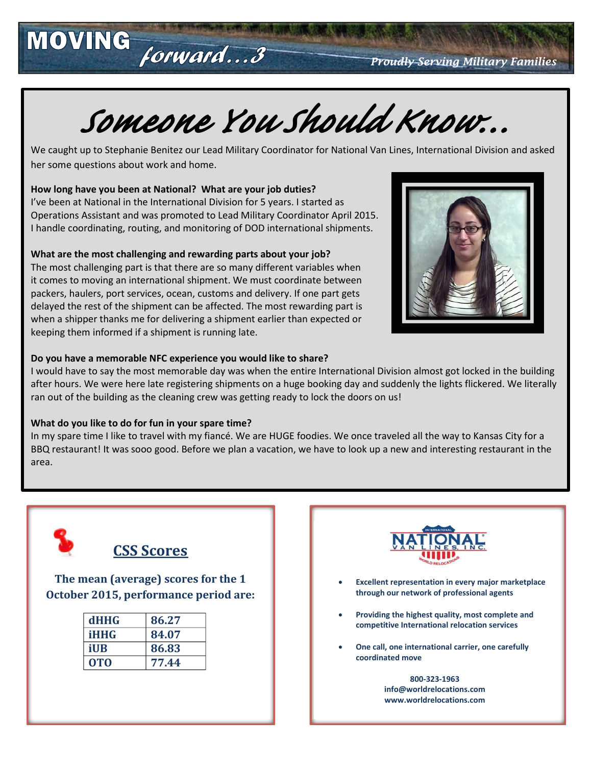# Someone You Should Know…

We caught up to Stephanie Benitez our Lead Military Coordinator for National Van Lines, International Division and asked her some questions about work and home.

**How long have you been at National? What are your job duties?**
I've been at National in the International Division for 5 years. I started as Operations Assistant and was promoted to Lead Military Coordinator April 2015. I handle coordinating, routing, and monitoring of DOD international shipments.

**What are the most challenging and rewarding parts about your job?**
The most challenging part is that there are so many different variables when it comes to moving an international shipment. We must coordinate between packers, haulers, port services, ocean, customs and delivery. If one part gets delayed the rest of the shipment can be affected. The most rewarding part is when a shipper thanks me for delivering a shipment earlier than expected or keeping them informed if a shipment is running late.

**Do you have a memorable NFC experience you would like to share?**
I would have to say the most memorable day was when the entire International Division almost got locked in the building after hours. We were here late registering shipments on a huge booking day and suddenly the lights flickered. We literally ran out of the building as the cleaning crew was getting ready to lock the doors on us!

**What do you like to do for fun in your spare time?**
In my spare time I like to travel with my fiancé. We are HUGE foodies. We once traveled all the way to Kansas City for a BBQ restaurant! It was sooo good. Before we plan a vacation, we have to look up a new and interesting restaurant in the area.

## CSS Scores

**The mean (average) scores for the 1 October 2015, performance period are:**

| dHHG | 86.27 |
|---|---|
| iHHG | 84.07 |
| iUB | 86.83 |
| OTO | 77.44 |

- **Excellent representation in every major marketplace through our network of professional agents**
- **Providing the highest quality, most complete and competitive International relocation services**
- **One call, one international carrier, one carefully coordinated move**

**800-323-1963**
**info@worldrelocations.com**
**www.worldrelocations.com**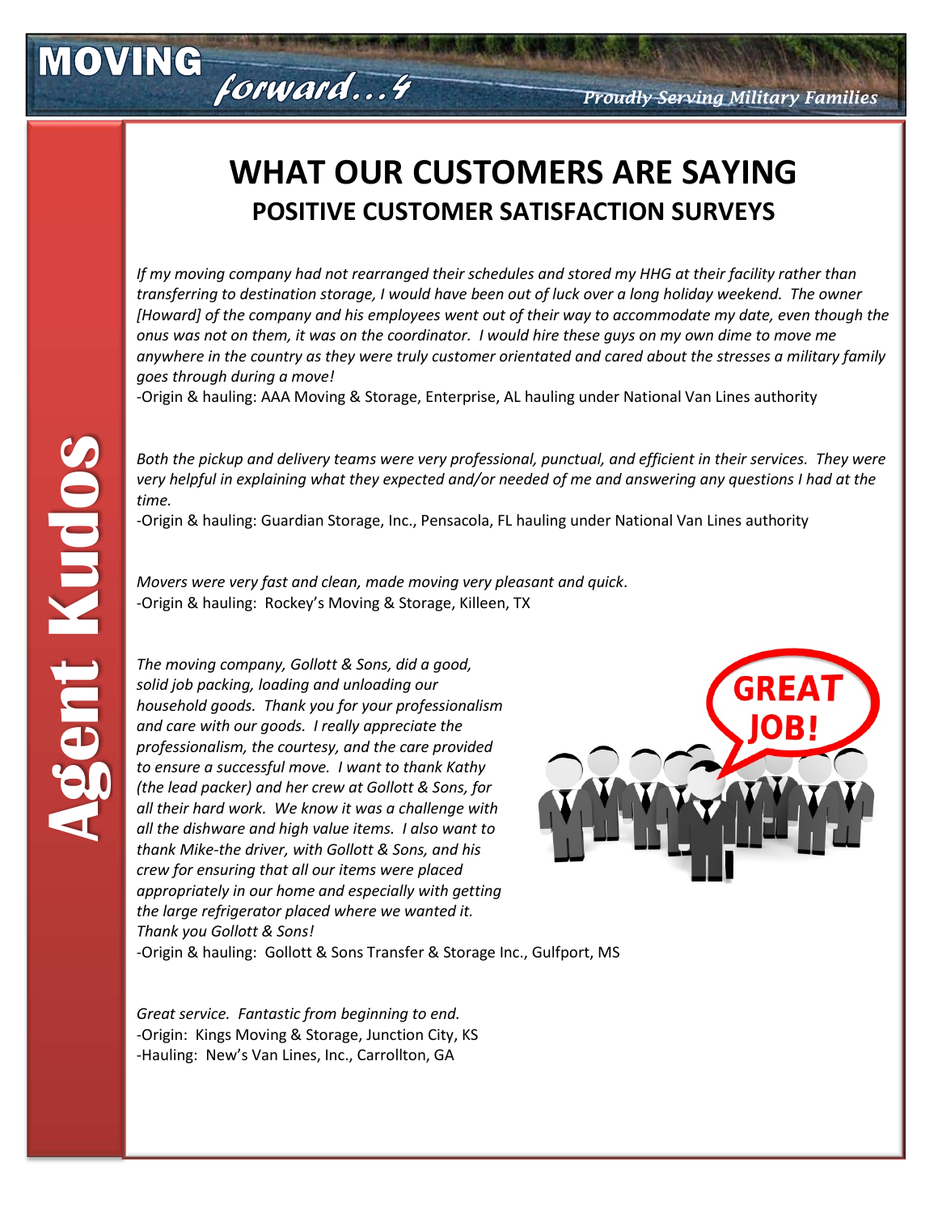# WHAT OUR CUSTOMERS ARE SAYING

## POSITIVE CUSTOMER SATISFACTION SURVEYS

*If my moving company had not rearranged their schedules and stored my HHG at their facility rather than transferring to destination storage, I would have been out of luck over a long holiday weekend. The owner [Howard] of the company and his employees went out of their way to accommodate my date, even though the onus was not on them, it was on the coordinator. I would hire these guys on my own dime to move me anywhere in the country as they were truly customer orientated and cared about the stresses a military family goes through during a move!*
-Origin & hauling: AAA Moving & Storage, Enterprise, AL hauling under National Van Lines authority

*Both the pickup and delivery teams were very professional, punctual, and efficient in their services. They were very helpful in explaining what they expected and/or needed of me and answering any questions I had at the time.*
-Origin & hauling: Guardian Storage, Inc., Pensacola, FL hauling under National Van Lines authority

*Movers were very fast and clean, made moving very pleasant and quick.*
-Origin & hauling: Rockey's Moving & Storage, Killeen, TX

*The moving company, Gollott & Sons, did a good, solid job packing, loading and unloading our household goods. Thank you for your professionalism and care with our goods. I really appreciate the professionalism, the courtesy, and the care provided to ensure a successful move. I want to thank Kathy (the lead packer) and her crew at Gollott & Sons, for all their hard work. We know it was a challenge with all the dishware and high value items. I also want to thank Mike-the driver, with Gollott & Sons, and his crew for ensuring that all our items were placed appropriately in our home and especially with getting the large refrigerator placed where we wanted it. Thank you Gollott & Sons!*
-Origin & hauling: Gollott & Sons Transfer & Storage Inc., Gulfport, MS

*Great service. Fantastic from beginning to end.*
-Origin: Kings Moving & Storage, Junction City, KS
-Hauling: New's Van Lines, Inc., Carrollton, GA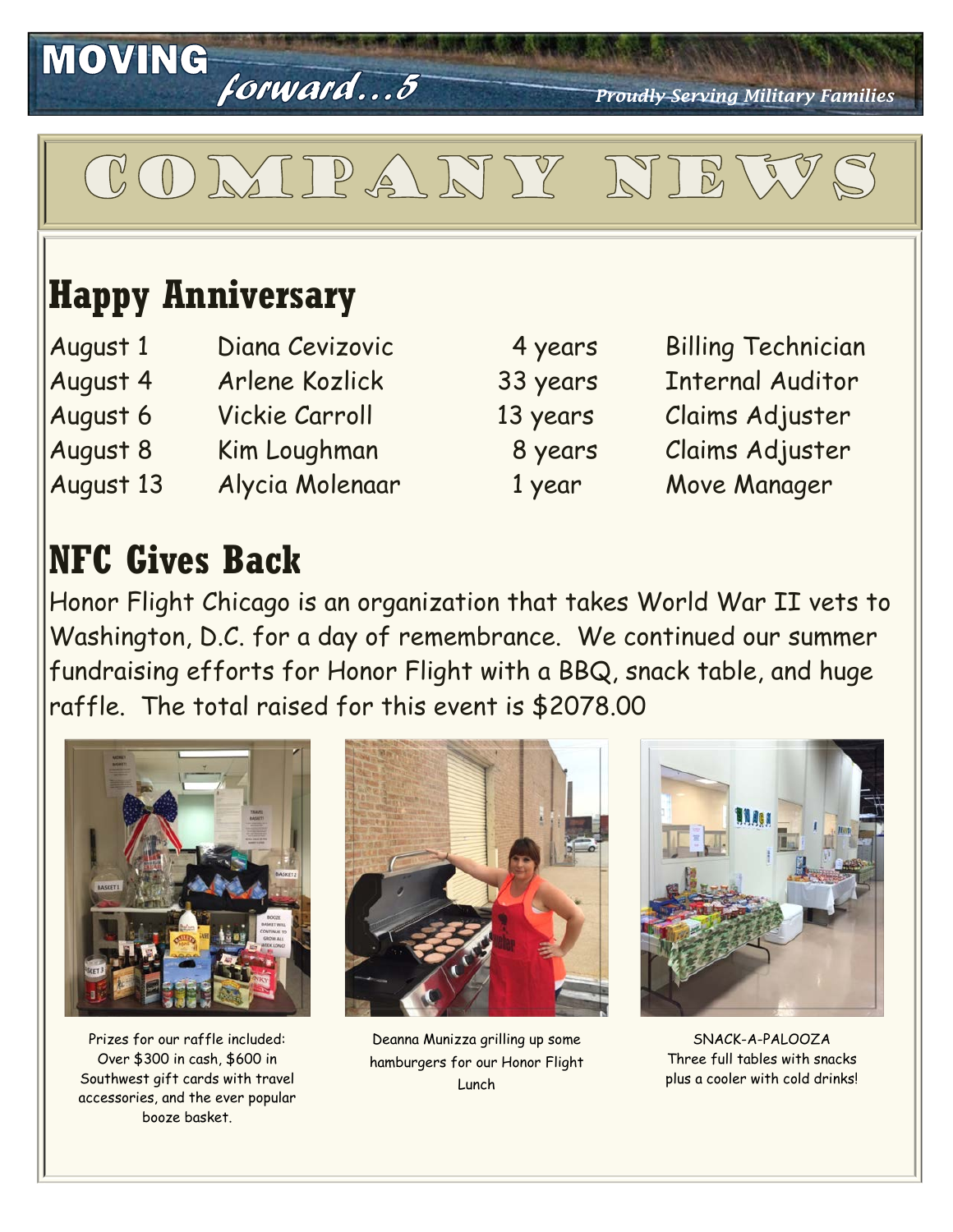# COMPANY NEWS

## Happy Anniversary

| | | | |
|---|---|---|---|
| August 1 | Diana Cevizovic | 4 years | Billing Technician |
| August 4 | Arlene Kozlick | 33 years | Internal Auditor |
| August 6 | Vickie Carroll | 13 years | Claims Adjuster |
| August 8 | Kim Loughman | 8 years | Claims Adjuster |
| August 13 | Alycia Molenaar | 1 year | Move Manager |

## NFC Gives Back

Honor Flight Chicago is an organization that takes World War II vets to Washington, D.C. for a day of remembrance. We continued our summer fundraising efforts for Honor Flight with a BBQ, snack table, and huge raffle. The total raised for this event is $2078.00

Prizes for our raffle included: Over $300 in cash, $600 in Southwest gift cards with travel accessories, and the ever popular booze basket.

Deanna Munizza grilling up some hamburgers for our Honor Flight Lunch

SNACK-A-PALOOZA
Three full tables with snacks plus a cooler with cold drinks!